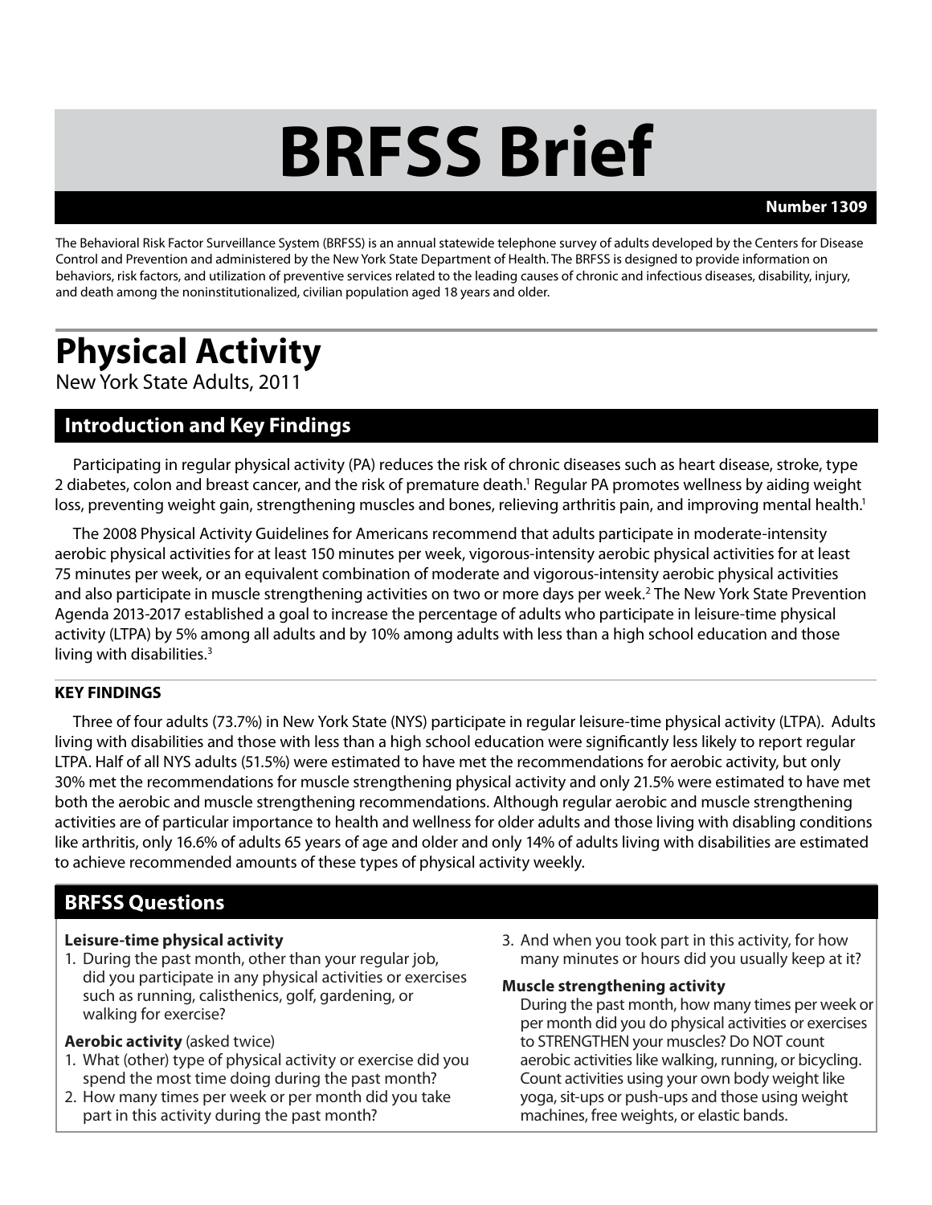# BRFSS Brief

**Number 1309**

The Behavioral Risk Factor Surveillance System (BRFSS) is an annual statewide telephone survey of adults developed by the Centers for Disease Control and Prevention and administered by the New York State Department of Health. The BRFSS is designed to provide information on behaviors, risk factors, and utilization of preventive services related to the leading causes of chronic and infectious diseases, disability, injury, and death among the noninstitutionalized, civilian population aged 18 years and older.

# Physical Activity

New York State Adults, 2011

## Introduction and Key Findings

Participating in regular physical activity (PA) reduces the risk of chronic diseases such as heart disease, stroke, type 2 diabetes, colon and breast cancer, and the risk of premature death.[1] Regular PA promotes wellness by aiding weight loss, preventing weight gain, strengthening muscles and bones, relieving arthritis pain, and improving mental health.[1]

The 2008 Physical Activity Guidelines for Americans recommend that adults participate in moderate-intensity aerobic physical activities for at least 150 minutes per week, vigorous-intensity aerobic physical activities for at least 75 minutes per week, or an equivalent combination of moderate and vigorous-intensity aerobic physical activities and also participate in muscle strengthening activities on two or more days per week.[2] The New York State Prevention Agenda 2013-2017 established a goal to increase the percentage of adults who participate in leisure-time physical activity (LTPA) by 5% among all adults and by 10% among adults with less than a high school education and those living with disabilities.[3]

### KEY FINDINGS

Three of four adults (73.7%) in New York State (NYS) participate in regular leisure-time physical activity (LTPA). Adults living with disabilities and those with less than a high school education were significantly less likely to report regular LTPA. Half of all NYS adults (51.5%) were estimated to have met the recommendations for aerobic activity, but only 30% met the recommendations for muscle strengthening physical activity and only 21.5% were estimated to have met both the aerobic and muscle strengthening recommendations. Although regular aerobic and muscle strengthening activities are of particular importance to health and wellness for older adults and those living with disabling conditions like arthritis, only 16.6% of adults 65 years of age and older and only 14% of adults living with disabilities are estimated to achieve recommended amounts of these types of physical activity weekly.

## BRFSS Questions

**Leisure-time physical activity**

1. During the past month, other than your regular job, did you participate in any physical activities or exercises such as running, calisthenics, golf, gardening, or walking for exercise?

**Aerobic activity** (asked twice)

1. What (other) type of physical activity or exercise did you spend the most time doing during the past month?
2. How many times per week or per month did you take part in this activity during the past month?
3. And when you took part in this activity, for how many minutes or hours did you usually keep at it?

**Muscle strengthening activity**

During the past month, how many times per week or per month did you do physical activities or exercises to STRENGTHEN your muscles? Do NOT count aerobic activities like walking, running, or bicycling. Count activities using your own body weight like yoga, sit-ups or push-ups and those using weight machines, free weights, or elastic bands.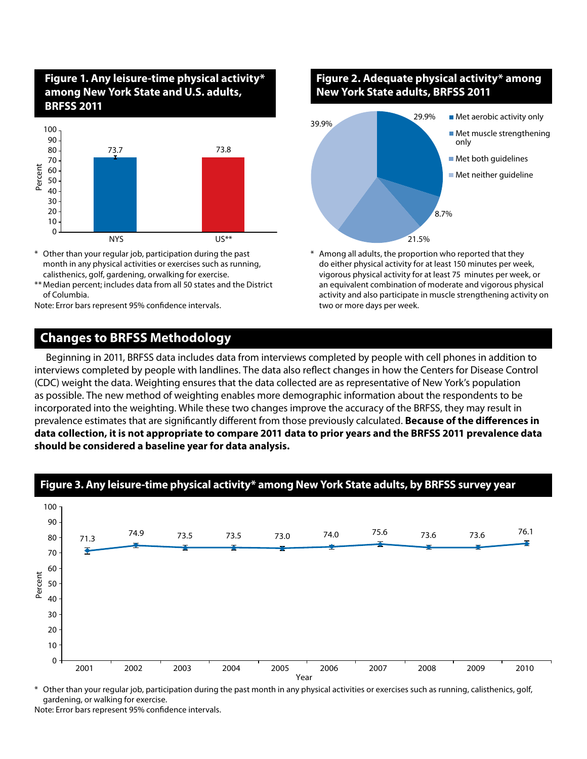## Figure 1. Any leisure-time physical activity* among New York State and U.S. adults, BRFSS 2011

| | Percent |
|---|---|
| NYS | 73.7 |
| US** | 73.8 |

\* Other than your regular job, participation during the past month in any physical activities or exercises such as running, calisthenics, golf, gardening, orwalking for exercise.

\*\* Median percent; includes data from all 50 states and the District of Columbia.

Note: Error bars represent 95% confidence intervals.

## Figure 2. Adequate physical activity* among New York State adults, BRFSS 2011

| Category | Percent |
|---|---|
| Met aerobic activity only | 29.9% |
| Met muscle strengthening only | 8.7% |
| Met both guidelines | 21.5% |
| Met neither guideline | 39.9% |

\* Among all adults, the proportion who reported that they do either physical activity for at least 150 minutes per week, vigorous physical activity for at least 75 minutes per week, or an equivalent combination of moderate and vigorous physical activity and also participate in muscle strengthening activity on two or more days per week.

## Changes to BRFSS Methodology

Beginning in 2011, BRFSS data includes data from interviews completed by people with cell phones in addition to interviews completed by people with landlines. The data also reflect changes in how the Centers for Disease Control (CDC) weight the data. Weighting ensures that the data collected are as representative of New York's population as possible. The new method of weighting enables more demographic information about the respondents to be incorporated into the weighting. While these two changes improve the accuracy of the BRFSS, they may result in prevalence estimates that are significantly different from those previously calculated. **Because of the differences in data collection, it is not appropriate to compare 2011 data to prior years and the BRFSS 2011 prevalence data should be considered a baseline year for data analysis.**

## Figure 3. Any leisure-time physical activity* among New York State adults, by BRFSS survey year

| Year | 2001 | 2002 | 2003 | 2004 | 2005 | 2006 | 2007 | 2008 | 2009 | 2010 |
|---|---|---|---|---|---|---|---|---|---|---|
| Percent | 71.3 | 74.9 | 73.5 | 73.5 | 73.0 | 74.0 | 75.6 | 73.6 | 73.6 | 76.1 |

\* Other than your regular job, participation during the past month in any physical activities or exercises such as running, calisthenics, golf, gardening, or walking for exercise.

Note: Error bars represent 95% confidence intervals.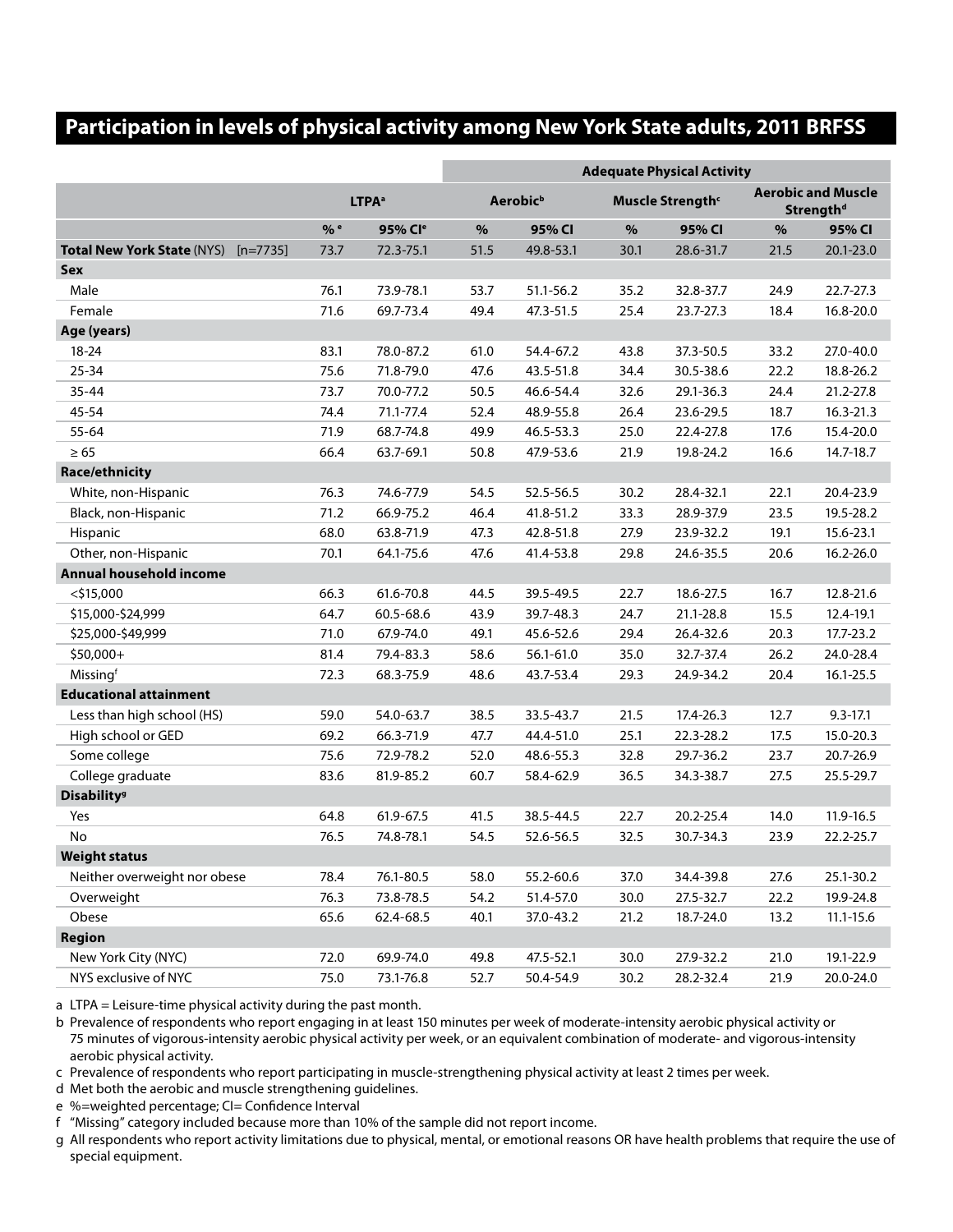## Participation in levels of physical activity among New York State adults, 2011 BRFSS

| | LTPA[a] | | Adequate Physical Activity | | | | | |
|---|---|---|---|---|---|---|---|---|
| | | | Aerobic[b] | | Muscle Strength[c] | | Aerobic and Muscle Strength[d] | |
| | %[e] | 95% CI[e] | % | 95% CI | % | 95% CI | % | 95% CI |
| **Total New York State** (NYS) [n=7735] | 73.7 | 72.3-75.1 | 51.5 | 49.8-53.1 | 30.1 | 28.6-31.7 | 21.5 | 20.1-23.0 |
| **Sex** | | | | | | | | |
| Male | 76.1 | 73.9-78.1 | 53.7 | 51.1-56.2 | 35.2 | 32.8-37.7 | 24.9 | 22.7-27.3 |
| Female | 71.6 | 69.7-73.4 | 49.4 | 47.3-51.5 | 25.4 | 23.7-27.3 | 18.4 | 16.8-20.0 |
| **Age (years)** | | | | | | | | |
| 18-24 | 83.1 | 78.0-87.2 | 61.0 | 54.4-67.2 | 43.8 | 37.3-50.5 | 33.2 | 27.0-40.0 |
| 25-34 | 75.6 | 71.8-79.0 | 47.6 | 43.5-51.8 | 34.4 | 30.5-38.6 | 22.2 | 18.8-26.2 |
| 35-44 | 73.7 | 70.0-77.2 | 50.5 | 46.6-54.4 | 32.6 | 29.1-36.3 | 24.4 | 21.2-27.8 |
| 45-54 | 74.4 | 71.1-77.4 | 52.4 | 48.9-55.8 | 26.4 | 23.6-29.5 | 18.7 | 16.3-21.3 |
| 55-64 | 71.9 | 68.7-74.8 | 49.9 | 46.5-53.3 | 25.0 | 22.4-27.8 | 17.6 | 15.4-20.0 |
| ≥ 65 | 66.4 | 63.7-69.1 | 50.8 | 47.9-53.6 | 21.9 | 19.8-24.2 | 16.6 | 14.7-18.7 |
| **Race/ethnicity** | | | | | | | | |
| White, non-Hispanic | 76.3 | 74.6-77.9 | 54.5 | 52.5-56.5 | 30.2 | 28.4-32.1 | 22.1 | 20.4-23.9 |
| Black, non-Hispanic | 71.2 | 66.9-75.2 | 46.4 | 41.8-51.2 | 33.3 | 28.9-37.9 | 23.5 | 19.5-28.2 |
| Hispanic | 68.0 | 63.8-71.9 | 47.3 | 42.8-51.8 | 27.9 | 23.9-32.2 | 19.1 | 15.6-23.1 |
| Other, non-Hispanic | 70.1 | 64.1-75.6 | 47.6 | 41.4-53.8 | 29.8 | 24.6-35.5 | 20.6 | 16.2-26.0 |
| **Annual household income** | | | | | | | | |
| <$15,000 | 66.3 | 61.6-70.8 | 44.5 | 39.5-49.5 | 22.7 | 18.6-27.5 | 16.7 | 12.8-21.6 |
| $15,000-$24,999 | 64.7 | 60.5-68.6 | 43.9 | 39.7-48.3 | 24.7 | 21.1-28.8 | 15.5 | 12.4-19.1 |
| $25,000-$49,999 | 71.0 | 67.9-74.0 | 49.1 | 45.6-52.6 | 29.4 | 26.4-32.6 | 20.3 | 17.7-23.2 |
| $50,000+ | 81.4 | 79.4-83.3 | 58.6 | 56.1-61.0 | 35.0 | 32.7-37.4 | 26.2 | 24.0-28.4 |
| Missing[f] | 72.3 | 68.3-75.9 | 48.6 | 43.7-53.4 | 29.3 | 24.9-34.2 | 20.4 | 16.1-25.5 |
| **Educational attainment** | | | | | | | | |
| Less than high school (HS) | 59.0 | 54.0-63.7 | 38.5 | 33.5-43.7 | 21.5 | 17.4-26.3 | 12.7 | 9.3-17.1 |
| High school or GED | 69.2 | 66.3-71.9 | 47.7 | 44.4-51.0 | 25.1 | 22.3-28.2 | 17.5 | 15.0-20.3 |
| Some college | 75.6 | 72.9-78.2 | 52.0 | 48.6-55.3 | 32.8 | 29.7-36.2 | 23.7 | 20.7-26.9 |
| College graduate | 83.6 | 81.9-85.2 | 60.7 | 58.4-62.9 | 36.5 | 34.3-38.7 | 27.5 | 25.5-29.7 |
| **Disability[g]** | | | | | | | | |
| Yes | 64.8 | 61.9-67.5 | 41.5 | 38.5-44.5 | 22.7 | 20.2-25.4 | 14.0 | 11.9-16.5 |
| No | 76.5 | 74.8-78.1 | 54.5 | 52.6-56.5 | 32.5 | 30.7-34.3 | 23.9 | 22.2-25.7 |
| **Weight status** | | | | | | | | |
| Neither overweight nor obese | 78.4 | 76.1-80.5 | 58.0 | 55.2-60.6 | 37.0 | 34.4-39.8 | 27.6 | 25.1-30.2 |
| Overweight | 76.3 | 73.8-78.5 | 54.2 | 51.4-57.0 | 30.0 | 27.5-32.7 | 22.2 | 19.9-24.8 |
| Obese | 65.6 | 62.4-68.5 | 40.1 | 37.0-43.2 | 21.2 | 18.7-24.0 | 13.2 | 11.1-15.6 |
| **Region** | | | | | | | | |
| New York City (NYC) | 72.0 | 69.9-74.0 | 49.8 | 47.5-52.1 | 30.0 | 27.9-32.2 | 21.0 | 19.1-22.9 |
| NYS exclusive of NYC | 75.0 | 73.1-76.8 | 52.7 | 50.4-54.9 | 30.2 | 28.2-32.4 | 21.9 | 20.0-24.0 |

a LTPA = Leisure-time physical activity during the past month.

b Prevalence of respondents who report engaging in at least 150 minutes per week of moderate-intensity aerobic physical activity or 75 minutes of vigorous-intensity aerobic physical activity per week, or an equivalent combination of moderate- and vigorous-intensity aerobic physical activity.

c Prevalence of respondents who report participating in muscle-strengthening physical activity at least 2 times per week.

d Met both the aerobic and muscle strengthening guidelines.

e %=weighted percentage; CI= Confidence Interval

f "Missing" category included because more than 10% of the sample did not report income.

g All respondents who report activity limitations due to physical, mental, or emotional reasons OR have health problems that require the use of special equipment.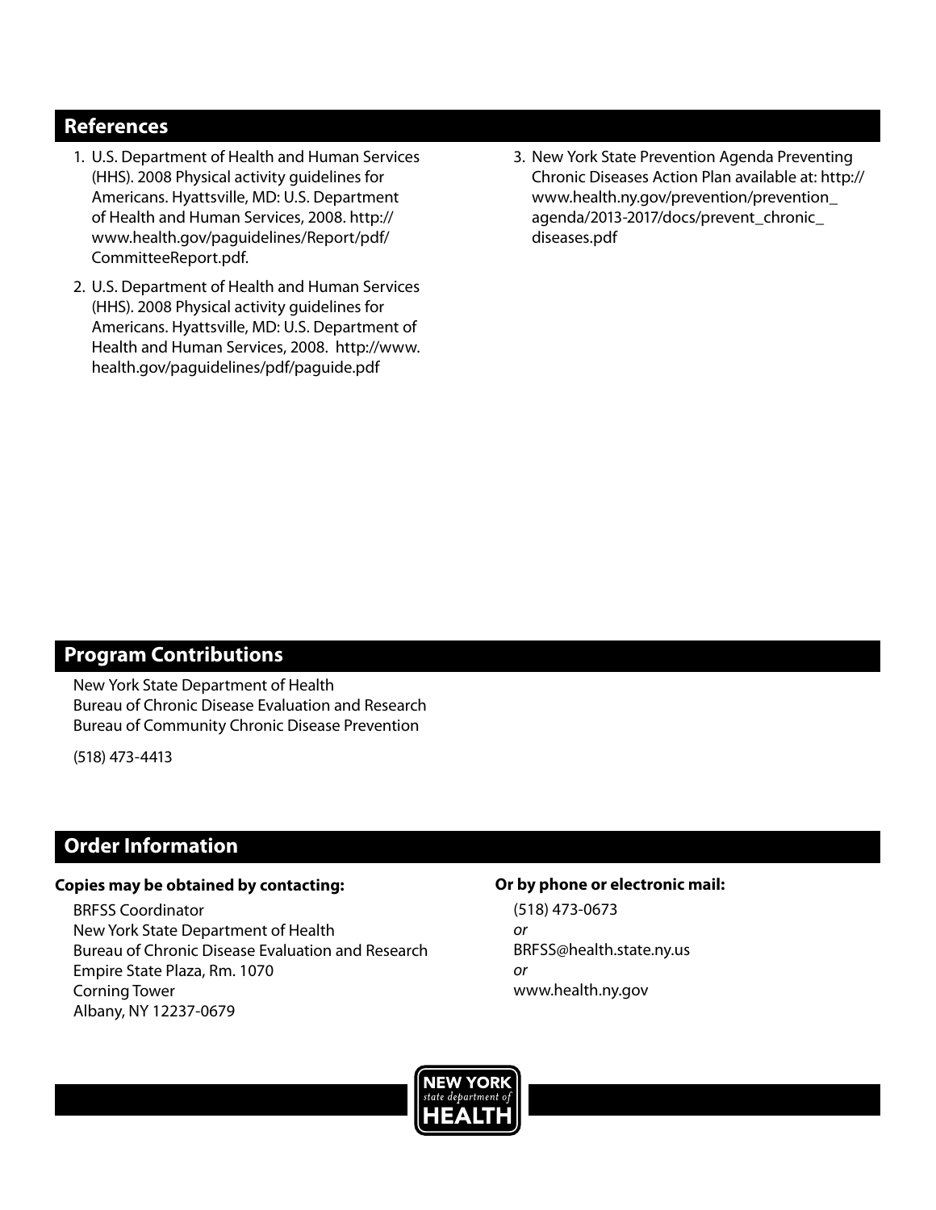## References

1. U.S. Department of Health and Human Services (HHS). 2008 Physical activity guidelines for Americans. Hyattsville, MD: U.S. Department of Health and Human Services, 2008. http://www.health.gov/paguidelines/Report/pdf/CommitteeReport.pdf.
2. U.S. Department of Health and Human Services (HHS). 2008 Physical activity guidelines for Americans. Hyattsville, MD: U.S. Department of Health and Human Services, 2008. http://www.health.gov/paguidelines/pdf/paguide.pdf
3. New York State Prevention Agenda Preventing Chronic Diseases Action Plan available at: http://www.health.ny.gov/prevention/prevention_agenda/2013-2017/docs/prevent_chronic_diseases.pdf

## Program Contributions

New York State Department of Health
Bureau of Chronic Disease Evaluation and Research
Bureau of Community Chronic Disease Prevention

(518) 473-4413

## Order Information

**Copies may be obtained by contacting:**

BRFSS Coordinator
New York State Department of Health
Bureau of Chronic Disease Evaluation and Research
Empire State Plaza, Rm. 1070
Corning Tower
Albany, NY 12237-0679

**Or by phone or electronic mail:**

(518) 473-0673
*or*
BRFSS@health.state.ny.us
*or*
www.health.ny.gov

NEW YORK state department of HEALTH